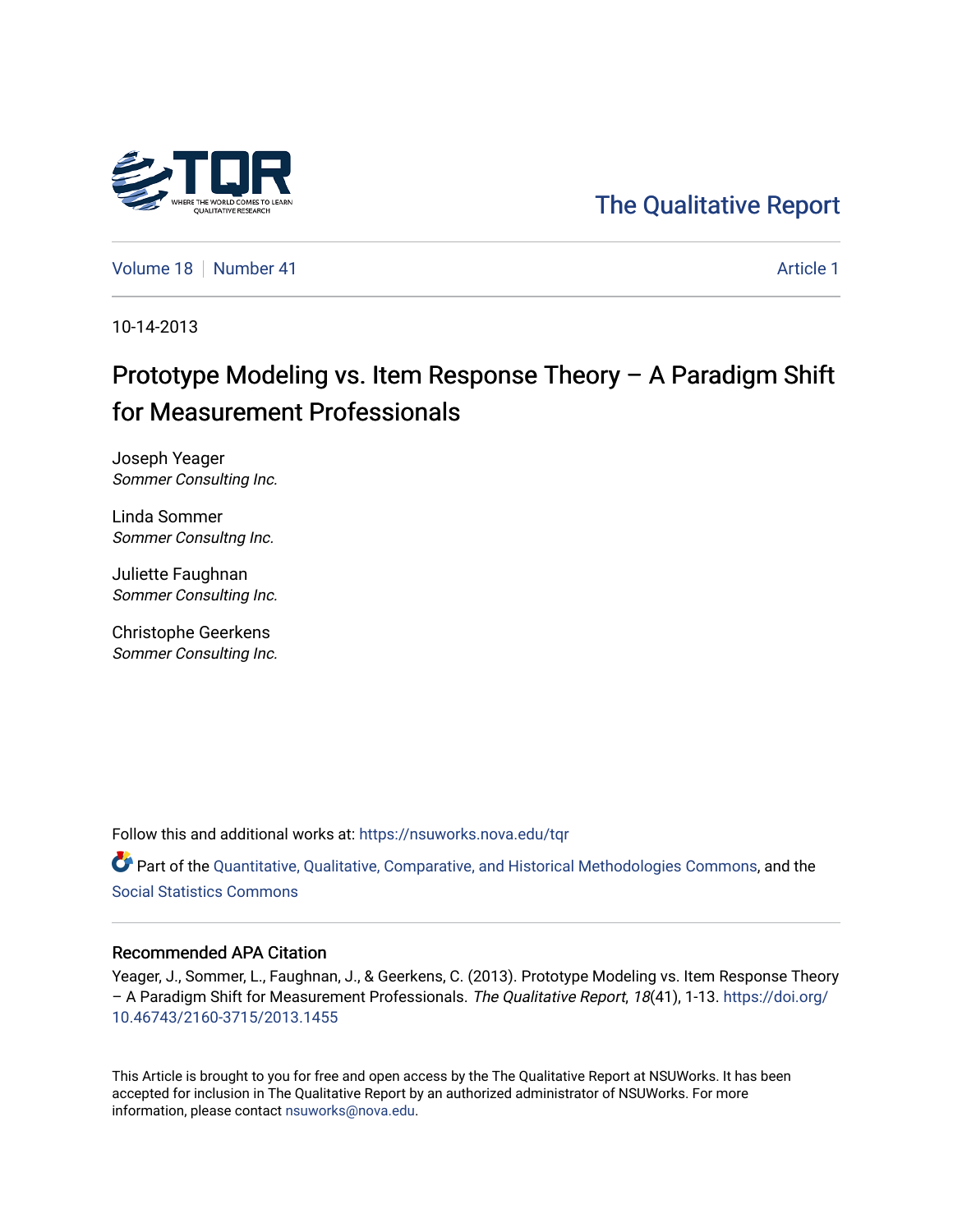The Qualitative Report

Volume 18 | Number 41 | Article 1

10-14-2013

# Prototype Modeling vs. Item Response Theory – A Paradigm Shift for Measurement Professionals

Joseph Yeager
*Sommer Consulting Inc.*

Linda Sommer
*Sommer Consultng Inc.*

Juliette Faughnan
*Sommer Consulting Inc.*

Christophe Geerkens
*Sommer Consulting Inc.*

Follow this and additional works at: https://nsuworks.nova.edu/tqr

Part of the Quantitative, Qualitative, Comparative, and Historical Methodologies Commons, and the Social Statistics Commons

## Recommended APA Citation

Yeager, J., Sommer, L., Faughnan, J., & Geerkens, C. (2013). Prototype Modeling vs. Item Response Theory – A Paradigm Shift for Measurement Professionals. *The Qualitative Report*, *18*(41), 1-13. https://doi.org/10.46743/2160-3715/2013.1455

This Article is brought to you for free and open access by the The Qualitative Report at NSUWorks. It has been accepted for inclusion in The Qualitative Report by an authorized administrator of NSUWorks. For more information, please contact nsuworks@nova.edu.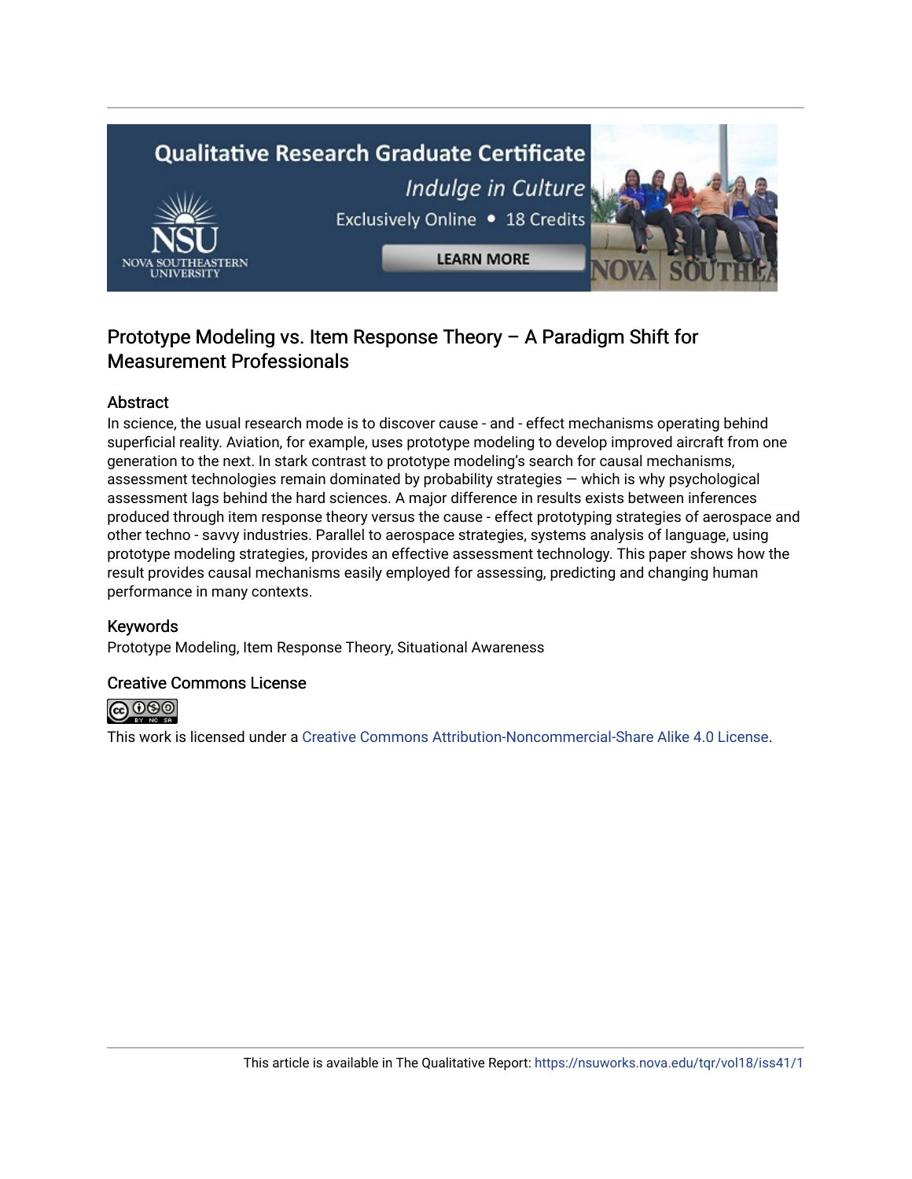# Prototype Modeling vs. Item Response Theory – A Paradigm Shift for Measurement Professionals

## Abstract

In science, the usual research mode is to discover cause - and - effect mechanisms operating behind superficial reality. Aviation, for example, uses prototype modeling to develop improved aircraft from one generation to the next. In stark contrast to prototype modeling's search for causal mechanisms, assessment technologies remain dominated by probability strategies — which is why psychological assessment lags behind the hard sciences. A major difference in results exists between inferences produced through item response theory versus the cause - effect prototyping strategies of aerospace and other techno - savvy industries. Parallel to aerospace strategies, systems analysis of language, using prototype modeling strategies, provides an effective assessment technology. This paper shows how the result provides causal mechanisms easily employed for assessing, predicting and changing human performance in many contexts.

## Keywords

Prototype Modeling, Item Response Theory, Situational Awareness

## Creative Commons License

This work is licensed under a Creative Commons Attribution-Noncommercial-Share Alike 4.0 License.

This article is available in The Qualitative Report: https://nsuworks.nova.edu/tqr/vol18/iss41/1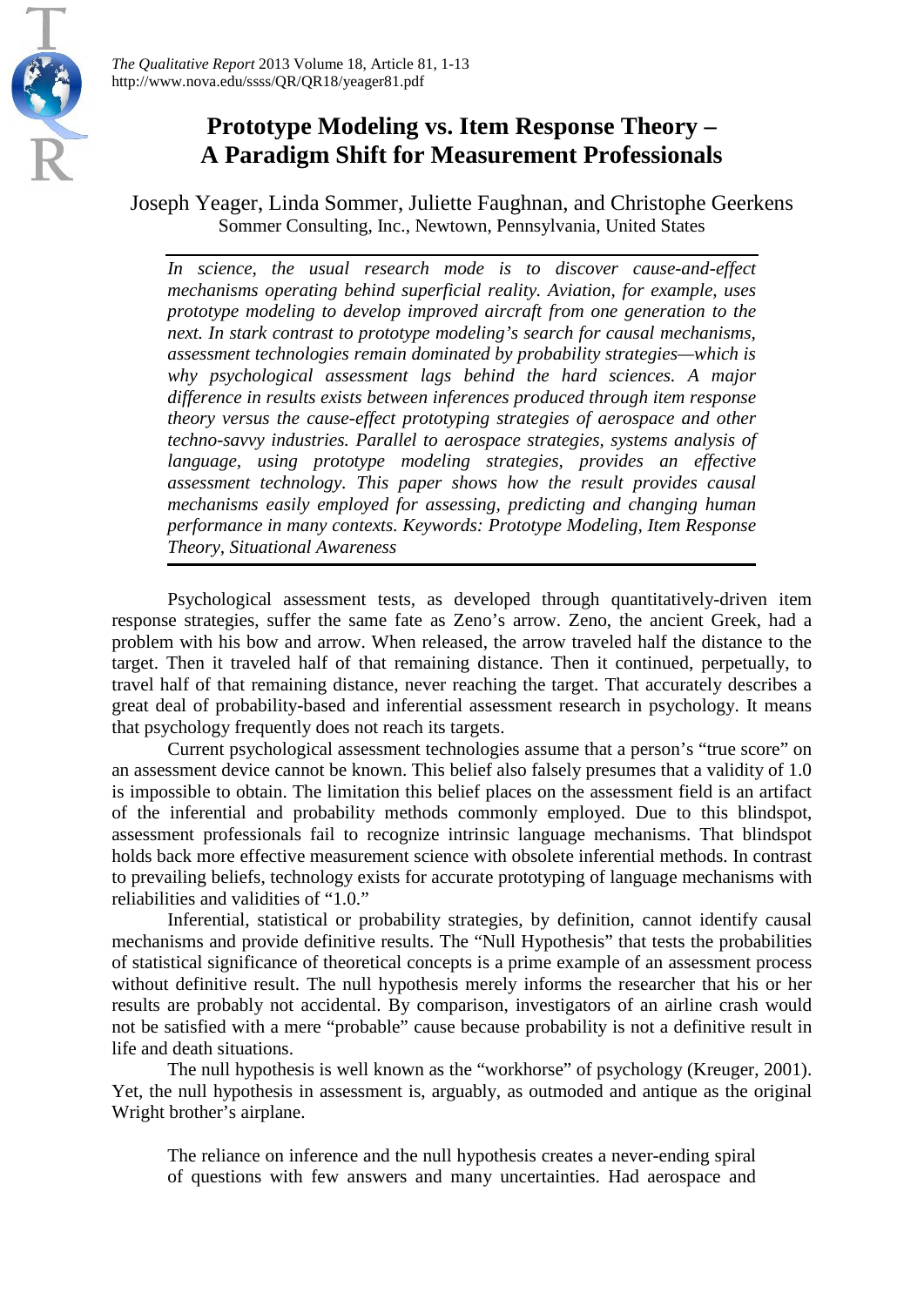*The Qualitative Report* 2013 Volume 18, Article 81, 1-13
http://www.nova.edu/ssss/QR/QR18/yeager81.pdf

# Prototype Modeling vs. Item Response Theory – A Paradigm Shift for Measurement Professionals

Joseph Yeager, Linda Sommer, Juliette Faughnan, and Christophe Geerkens
Sommer Consulting, Inc., Newtown, Pennsylvania, United States

*In science, the usual research mode is to discover cause-and-effect mechanisms operating behind superficial reality. Aviation, for example, uses prototype modeling to develop improved aircraft from one generation to the next. In stark contrast to prototype modeling's search for causal mechanisms, assessment technologies remain dominated by probability strategies—which is why psychological assessment lags behind the hard sciences. A major difference in results exists between inferences produced through item response theory versus the cause-effect prototyping strategies of aerospace and other techno-savvy industries. Parallel to aerospace strategies, systems analysis of language, using prototype modeling strategies, provides an effective assessment technology. This paper shows how the result provides causal mechanisms easily employed for assessing, predicting and changing human performance in many contexts. Keywords: Prototype Modeling, Item Response Theory, Situational Awareness*

Psychological assessment tests, as developed through quantitatively-driven item response strategies, suffer the same fate as Zeno's arrow. Zeno, the ancient Greek, had a problem with his bow and arrow. When released, the arrow traveled half the distance to the target. Then it traveled half of that remaining distance. Then it continued, perpetually, to travel half of that remaining distance, never reaching the target. That accurately describes a great deal of probability-based and inferential assessment research in psychology. It means that psychology frequently does not reach its targets.

Current psychological assessment technologies assume that a person's "true score" on an assessment device cannot be known. This belief also falsely presumes that a validity of 1.0 is impossible to obtain. The limitation this belief places on the assessment field is an artifact of the inferential and probability methods commonly employed. Due to this blindspot, assessment professionals fail to recognize intrinsic language mechanisms. That blindspot holds back more effective measurement science with obsolete inferential methods. In contrast to prevailing beliefs, technology exists for accurate prototyping of language mechanisms with reliabilities and validities of "1.0."

Inferential, statistical or probability strategies, by definition, cannot identify causal mechanisms and provide definitive results. The "Null Hypothesis" that tests the probabilities of statistical significance of theoretical concepts is a prime example of an assessment process without definitive result. The null hypothesis merely informs the researcher that his or her results are probably not accidental. By comparison, investigators of an airline crash would not be satisfied with a mere "probable" cause because probability is not a definitive result in life and death situations.

The null hypothesis is well known as the "workhorse" of psychology (Kreuger, 2001). Yet, the null hypothesis in assessment is, arguably, as outmoded and antique as the original Wright brother's airplane.

> The reliance on inference and the null hypothesis creates a never-ending spiral of questions with few answers and many uncertainties. Had aerospace and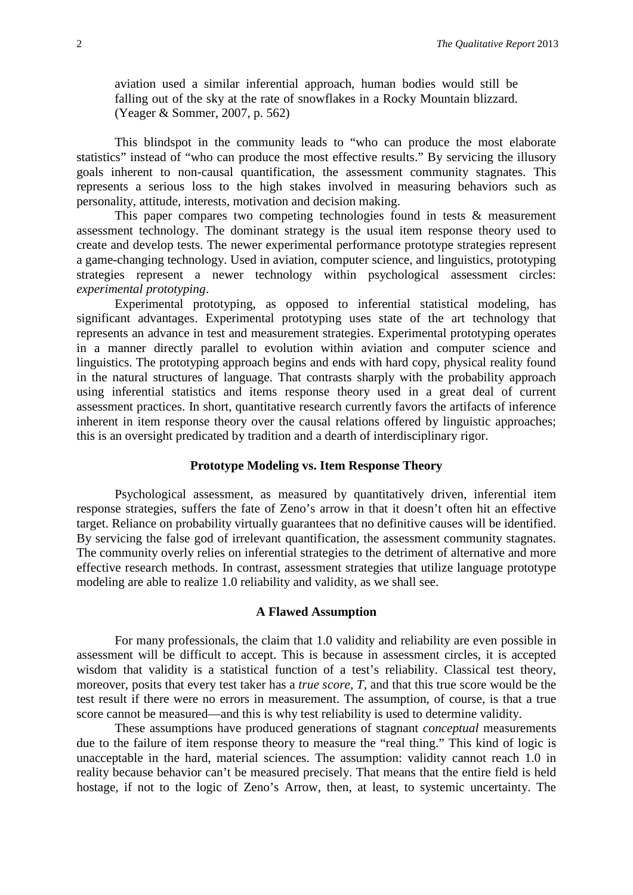aviation used a similar inferential approach, human bodies would still be falling out of the sky at the rate of snowflakes in a Rocky Mountain blizzard. (Yeager & Sommer, 2007, p. 562)

This blindspot in the community leads to "who can produce the most elaborate statistics" instead of "who can produce the most effective results." By servicing the illusory goals inherent to non-causal quantification, the assessment community stagnates. This represents a serious loss to the high stakes involved in measuring behaviors such as personality, attitude, interests, motivation and decision making.

This paper compares two competing technologies found in tests & measurement assessment technology. The dominant strategy is the usual item response theory used to create and develop tests. The newer experimental performance prototype strategies represent a game-changing technology. Used in aviation, computer science, and linguistics, prototyping strategies represent a newer technology within psychological assessment circles: *experimental prototyping*.

Experimental prototyping, as opposed to inferential statistical modeling, has significant advantages. Experimental prototyping uses state of the art technology that represents an advance in test and measurement strategies. Experimental prototyping operates in a manner directly parallel to evolution within aviation and computer science and linguistics. The prototyping approach begins and ends with hard copy, physical reality found in the natural structures of language. That contrasts sharply with the probability approach using inferential statistics and items response theory used in a great deal of current assessment practices. In short, quantitative research currently favors the artifacts of inference inherent in item response theory over the causal relations offered by linguistic approaches; this is an oversight predicated by tradition and a dearth of interdisciplinary rigor.

## Prototype Modeling vs. Item Response Theory

Psychological assessment, as measured by quantitatively driven, inferential item response strategies, suffers the fate of Zeno's arrow in that it doesn't often hit an effective target. Reliance on probability virtually guarantees that no definitive causes will be identified. By servicing the false god of irrelevant quantification, the assessment community stagnates. The community overly relies on inferential strategies to the detriment of alternative and more effective research methods. In contrast, assessment strategies that utilize language prototype modeling are able to realize 1.0 reliability and validity, as we shall see.

## A Flawed Assumption

For many professionals, the claim that 1.0 validity and reliability are even possible in assessment will be difficult to accept. This is because in assessment circles, it is accepted wisdom that validity is a statistical function of a test's reliability. Classical test theory, moreover, posits that every test taker has a *true score*, *T*, and that this true score would be the test result if there were no errors in measurement. The assumption, of course, is that a true score cannot be measured—and this is why test reliability is used to determine validity.

These assumptions have produced generations of stagnant *conceptual* measurements due to the failure of item response theory to measure the "real thing." This kind of logic is unacceptable in the hard, material sciences. The assumption: validity cannot reach 1.0 in reality because behavior can't be measured precisely. That means that the entire field is held hostage, if not to the logic of Zeno's Arrow, then, at least, to systemic uncertainty. The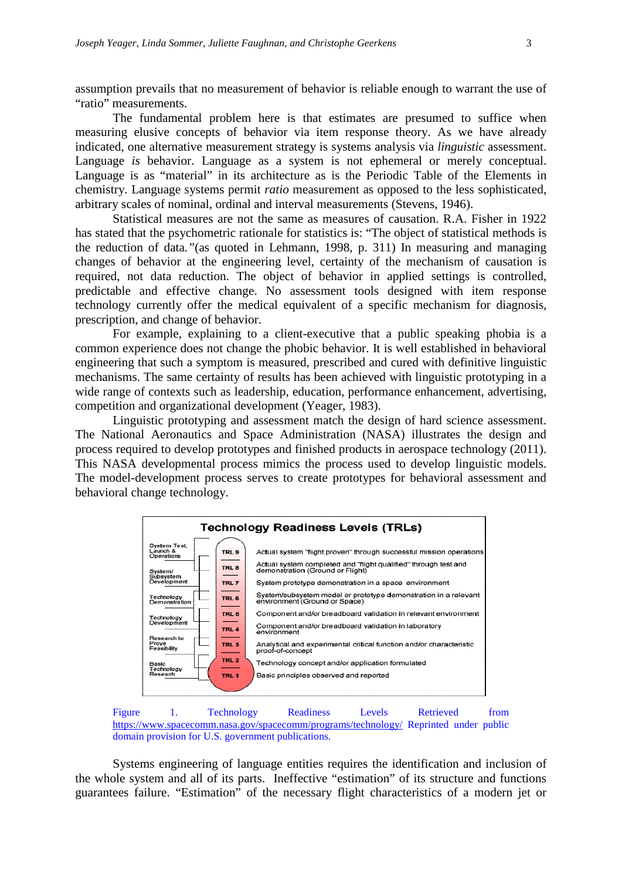assumption prevails that no measurement of behavior is reliable enough to warrant the use of "ratio" measurements.

The fundamental problem here is that estimates are presumed to suffice when measuring elusive concepts of behavior via item response theory. As we have already indicated, one alternative measurement strategy is systems analysis via *linguistic* assessment. Language *is* behavior. Language as a system is not ephemeral or merely conceptual. Language is as "material" in its architecture as is the Periodic Table of the Elements in chemistry. Language systems permit *ratio* measurement as opposed to the less sophisticated, arbitrary scales of nominal, ordinal and interval measurements (Stevens, 1946).

Statistical measures are not the same as measures of causation. R.A. Fisher in 1922 has stated that the psychometric rationale for statistics is: "The object of statistical methods is the reduction of data.*"*(as quoted in Lehmann, 1998, p. 311) In measuring and managing changes of behavior at the engineering level, certainty of the mechanism of causation is required, not data reduction. The object of behavior in applied settings is controlled, predictable and effective change. No assessment tools designed with item response technology currently offer the medical equivalent of a specific mechanism for diagnosis, prescription, and change of behavior.

For example, explaining to a client-executive that a public speaking phobia is a common experience does not change the phobic behavior. It is well established in behavioral engineering that such a symptom is measured, prescribed and cured with definitive linguistic mechanisms. The same certainty of results has been achieved with linguistic prototyping in a wide range of contexts such as leadership, education, performance enhancement, advertising, competition and organizational development (Yeager, 1983).

Linguistic prototyping and assessment match the design of hard science assessment. The National Aeronautics and Space Administration (NASA) illustrates the design and process required to develop prototypes and finished products in aerospace technology (2011). This NASA developmental process mimics the process used to develop linguistic models. The model-development process serves to create prototypes for behavioral assessment and behavioral change technology.

**Technology Readiness Levels (TRLs)**

| Phase | Level | Description |
|---|---|---|
| System Test, Launch & Operations | TRL 9 | Actual system "flight proven" through successful mission operations |
| System/Subsystem Development | TRL 8 | Actual system completed and "flight qualified" through test and demonstration (Ground or Flight) |
| | TRL 7 | System prototype demonstration in a space environment |
| Technology Demonstration | TRL 6 | System/subsystem model or prototype demonstration in a relevant environment (Ground or Space) |
| Technology Development | TRL 5 | Component and/or breadboard validation in relevant environment |
| | TRL 4 | Component and/or breadboard validation in laboratory environment |
| Research to Prove Feasibility | TRL 3 | Analytical and experimental critical function and/or characteristic proof-of-concept |
| Basic Technology Research | TRL 2 | Technology concept and/or application formulated |
| | TRL 1 | Basic principles observed and reported |

Figure 1. Technology Readiness Levels Retrieved from https://www.spacecomm.nasa.gov/spacecomm/programs/technology/ Reprinted under public domain provision for U.S. government publications.

Systems engineering of language entities requires the identification and inclusion of the whole system and all of its parts. Ineffective "estimation" of its structure and functions guarantees failure. "Estimation" of the necessary flight characteristics of a modern jet or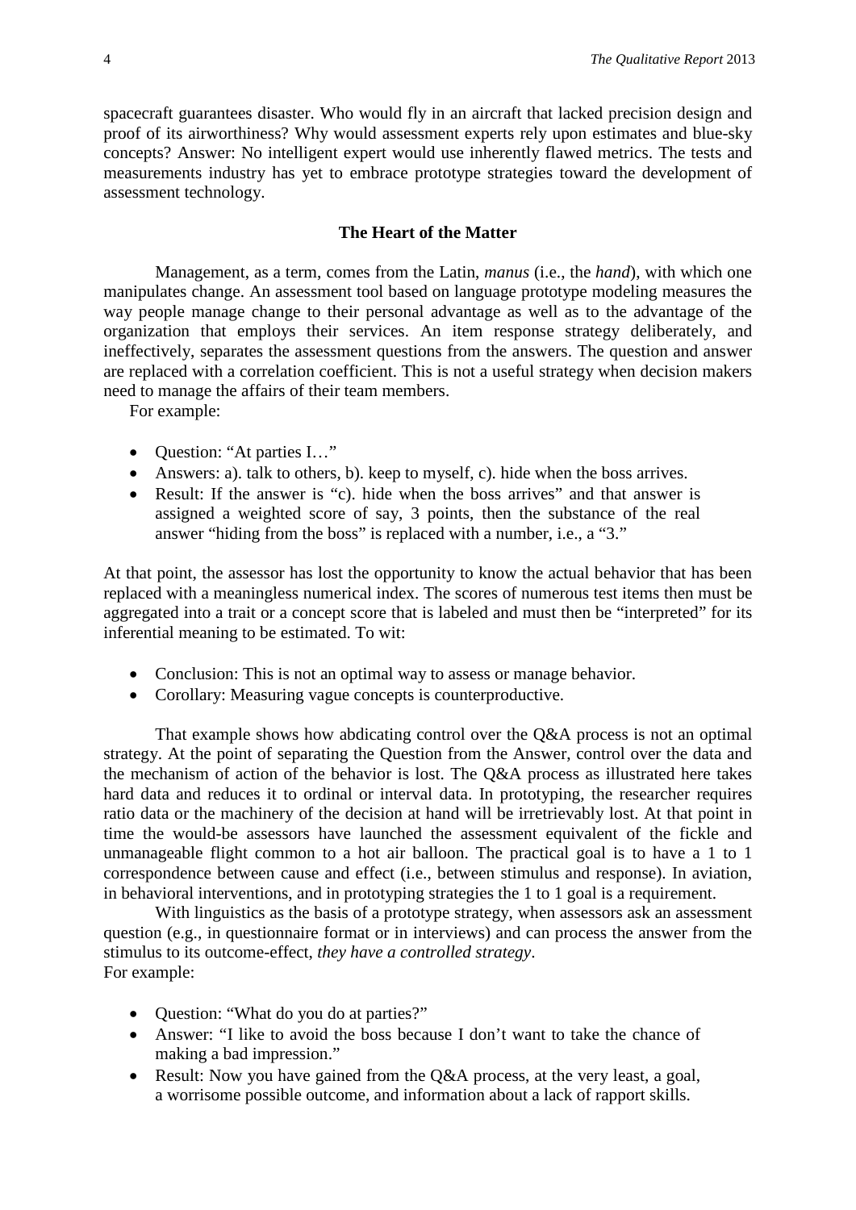spacecraft guarantees disaster. Who would fly in an aircraft that lacked precision design and proof of its airworthiness? Why would assessment experts rely upon estimates and blue-sky concepts? Answer: No intelligent expert would use inherently flawed metrics. The tests and measurements industry has yet to embrace prototype strategies toward the development of assessment technology.

## The Heart of the Matter

Management, as a term, comes from the Latin, *manus* (i.e., the *hand*), with which one manipulates change. An assessment tool based on language prototype modeling measures the way people manage change to their personal advantage as well as to the advantage of the organization that employs their services. An item response strategy deliberately, and ineffectively, separates the assessment questions from the answers. The question and answer are replaced with a correlation coefficient. This is not a useful strategy when decision makers need to manage the affairs of their team members.

For example:

- Question: "At parties I…"
- Answers: a). talk to others, b). keep to myself, c). hide when the boss arrives.
- Result: If the answer is "c). hide when the boss arrives" and that answer is assigned a weighted score of say, 3 points, then the substance of the real answer "hiding from the boss" is replaced with a number, i.e., a "3."

At that point, the assessor has lost the opportunity to know the actual behavior that has been replaced with a meaningless numerical index. The scores of numerous test items then must be aggregated into a trait or a concept score that is labeled and must then be "interpreted" for its inferential meaning to be estimated. To wit:

- Conclusion: This is not an optimal way to assess or manage behavior.
- Corollary: Measuring vague concepts is counterproductive.

That example shows how abdicating control over the Q&A process is not an optimal strategy. At the point of separating the Question from the Answer, control over the data and the mechanism of action of the behavior is lost. The Q&A process as illustrated here takes hard data and reduces it to ordinal or interval data. In prototyping, the researcher requires ratio data or the machinery of the decision at hand will be irretrievably lost. At that point in time the would-be assessors have launched the assessment equivalent of the fickle and unmanageable flight common to a hot air balloon. The practical goal is to have a 1 to 1 correspondence between cause and effect (i.e., between stimulus and response). In aviation, in behavioral interventions, and in prototyping strategies the 1 to 1 goal is a requirement.

With linguistics as the basis of a prototype strategy, when assessors ask an assessment question (e.g., in questionnaire format or in interviews) and can process the answer from the stimulus to its outcome-effect, *they have a controlled strategy*.

For example:

- Question: "What do you do at parties?"
- Answer: "I like to avoid the boss because I don't want to take the chance of making a bad impression."
- Result: Now you have gained from the Q&A process, at the very least, a goal, a worrisome possible outcome, and information about a lack of rapport skills.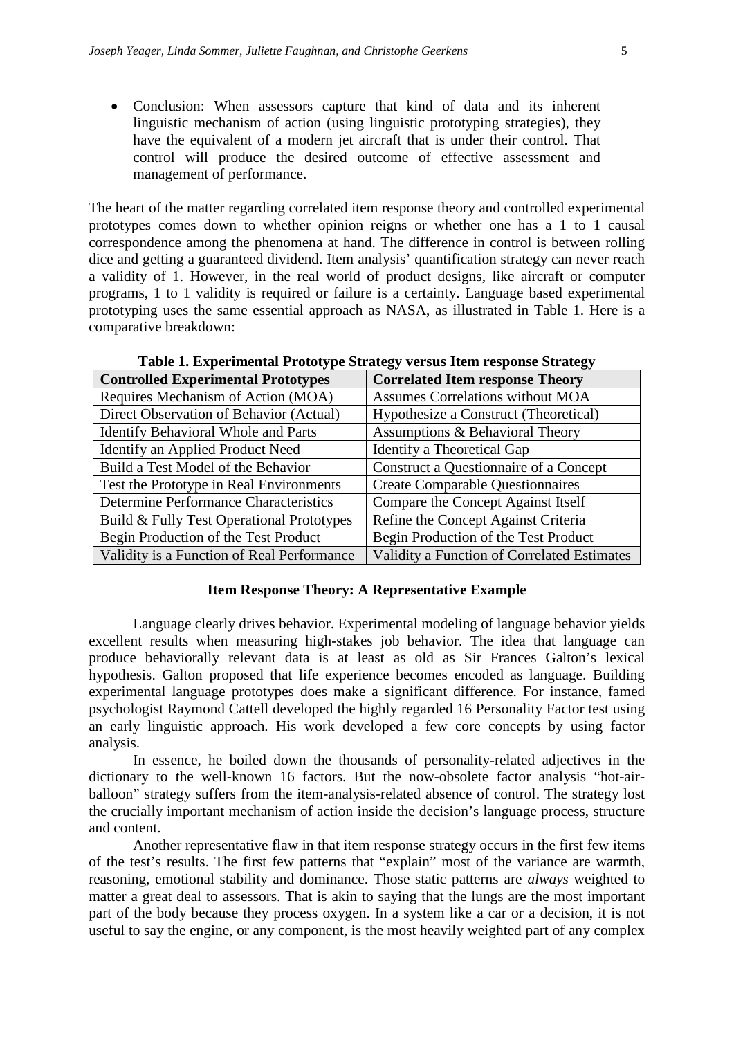- Conclusion: When assessors capture that kind of data and its inherent linguistic mechanism of action (using linguistic prototyping strategies), they have the equivalent of a modern jet aircraft that is under their control. That control will produce the desired outcome of effective assessment and management of performance.

The heart of the matter regarding correlated item response theory and controlled experimental prototypes comes down to whether opinion reigns or whether one has a 1 to 1 causal correspondence among the phenomena at hand. The difference in control is between rolling dice and getting a guaranteed dividend. Item analysis' quantification strategy can never reach a validity of 1. However, in the real world of product designs, like aircraft or computer programs, 1 to 1 validity is required or failure is a certainty. Language based experimental prototyping uses the same essential approach as NASA, as illustrated in Table 1. Here is a comparative breakdown:

**Table 1. Experimental Prototype Strategy versus Item response Strategy**

| Controlled Experimental Prototypes | Correlated Item response Theory |
|---|---|
| Requires Mechanism of Action (MOA) | Assumes Correlations without MOA |
| Direct Observation of Behavior (Actual) | Hypothesize a Construct (Theoretical) |
| Identify Behavioral Whole and Parts | Assumptions & Behavioral Theory |
| Identify an Applied Product Need | Identify a Theoretical Gap |
| Build a Test Model of the Behavior | Construct a Questionnaire of a Concept |
| Test the Prototype in Real Environments | Create Comparable Questionnaires |
| Determine Performance Characteristics | Compare the Concept Against Itself |
| Build & Fully Test Operational Prototypes | Refine the Concept Against Criteria |
| Begin Production of the Test Product | Begin Production of the Test Product |
| Validity is a Function of Real Performance | Validity a Function of Correlated Estimates |

### Item Response Theory: A Representative Example

Language clearly drives behavior. Experimental modeling of language behavior yields excellent results when measuring high-stakes job behavior. The idea that language can produce behaviorally relevant data is at least as old as Sir Frances Galton's lexical hypothesis. Galton proposed that life experience becomes encoded as language. Building experimental language prototypes does make a significant difference. For instance, famed psychologist Raymond Cattell developed the highly regarded 16 Personality Factor test using an early linguistic approach. His work developed a few core concepts by using factor analysis.

In essence, he boiled down the thousands of personality-related adjectives in the dictionary to the well-known 16 factors. But the now-obsolete factor analysis "hot-air-balloon" strategy suffers from the item-analysis-related absence of control. The strategy lost the crucially important mechanism of action inside the decision's language process, structure and content.

Another representative flaw in that item response strategy occurs in the first few items of the test's results. The first few patterns that "explain" most of the variance are warmth, reasoning, emotional stability and dominance. Those static patterns are *always* weighted to matter a great deal to assessors. That is akin to saying that the lungs are the most important part of the body because they process oxygen. In a system like a car or a decision, it is not useful to say the engine, or any component, is the most heavily weighted part of any complex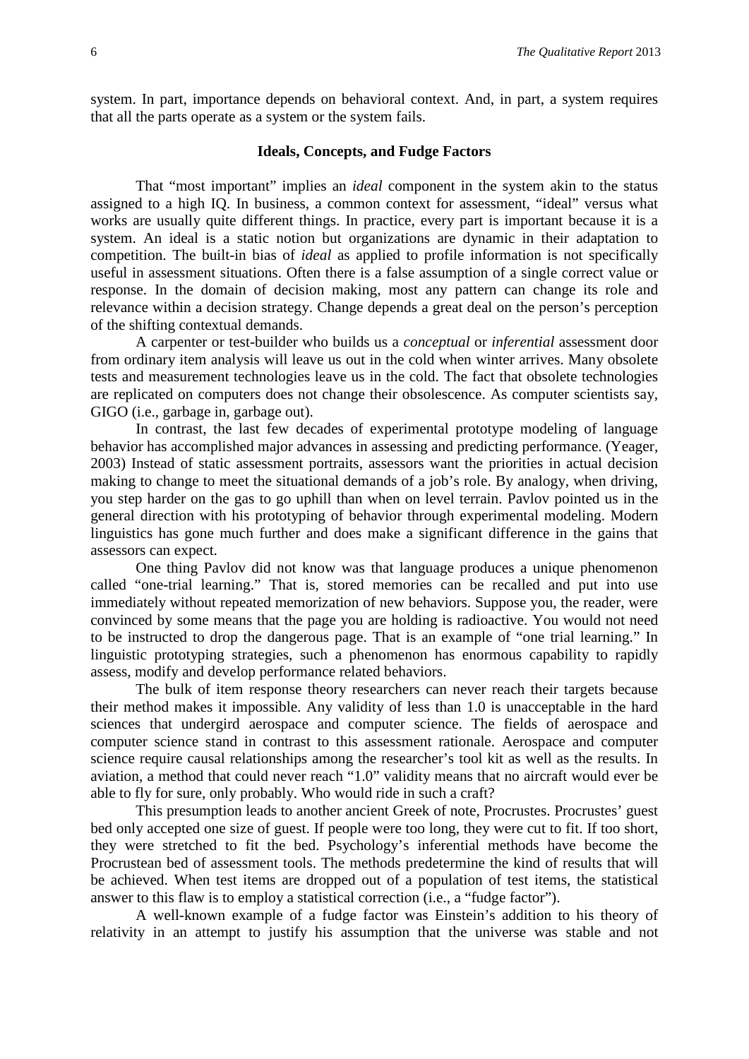system. In part, importance depends on behavioral context. And, in part, a system requires that all the parts operate as a system or the system fails.

### Ideals, Concepts, and Fudge Factors

That "most important" implies an *ideal* component in the system akin to the status assigned to a high IQ. In business, a common context for assessment, "ideal" versus what works are usually quite different things. In practice, every part is important because it is a system. An ideal is a static notion but organizations are dynamic in their adaptation to competition. The built-in bias of *ideal* as applied to profile information is not specifically useful in assessment situations. Often there is a false assumption of a single correct value or response. In the domain of decision making, most any pattern can change its role and relevance within a decision strategy. Change depends a great deal on the person's perception of the shifting contextual demands.

A carpenter or test-builder who builds us a *conceptual* or *inferential* assessment door from ordinary item analysis will leave us out in the cold when winter arrives. Many obsolete tests and measurement technologies leave us in the cold. The fact that obsolete technologies are replicated on computers does not change their obsolescence. As computer scientists say, GIGO (i.e., garbage in, garbage out).

In contrast, the last few decades of experimental prototype modeling of language behavior has accomplished major advances in assessing and predicting performance. (Yeager, 2003) Instead of static assessment portraits, assessors want the priorities in actual decision making to change to meet the situational demands of a job's role. By analogy, when driving, you step harder on the gas to go uphill than when on level terrain. Pavlov pointed us in the general direction with his prototyping of behavior through experimental modeling. Modern linguistics has gone much further and does make a significant difference in the gains that assessors can expect.

One thing Pavlov did not know was that language produces a unique phenomenon called "one-trial learning." That is, stored memories can be recalled and put into use immediately without repeated memorization of new behaviors. Suppose you, the reader, were convinced by some means that the page you are holding is radioactive. You would not need to be instructed to drop the dangerous page. That is an example of "one trial learning." In linguistic prototyping strategies, such a phenomenon has enormous capability to rapidly assess, modify and develop performance related behaviors.

The bulk of item response theory researchers can never reach their targets because their method makes it impossible. Any validity of less than 1.0 is unacceptable in the hard sciences that undergird aerospace and computer science. The fields of aerospace and computer science stand in contrast to this assessment rationale. Aerospace and computer science require causal relationships among the researcher's tool kit as well as the results. In aviation, a method that could never reach "1.0" validity means that no aircraft would ever be able to fly for sure, only probably. Who would ride in such a craft?

This presumption leads to another ancient Greek of note, Procrustes. Procrustes' guest bed only accepted one size of guest. If people were too long, they were cut to fit. If too short, they were stretched to fit the bed. Psychology's inferential methods have become the Procrustean bed of assessment tools. The methods predetermine the kind of results that will be achieved. When test items are dropped out of a population of test items, the statistical answer to this flaw is to employ a statistical correction (i.e., a "fudge factor").

A well-known example of a fudge factor was Einstein's addition to his theory of relativity in an attempt to justify his assumption that the universe was stable and not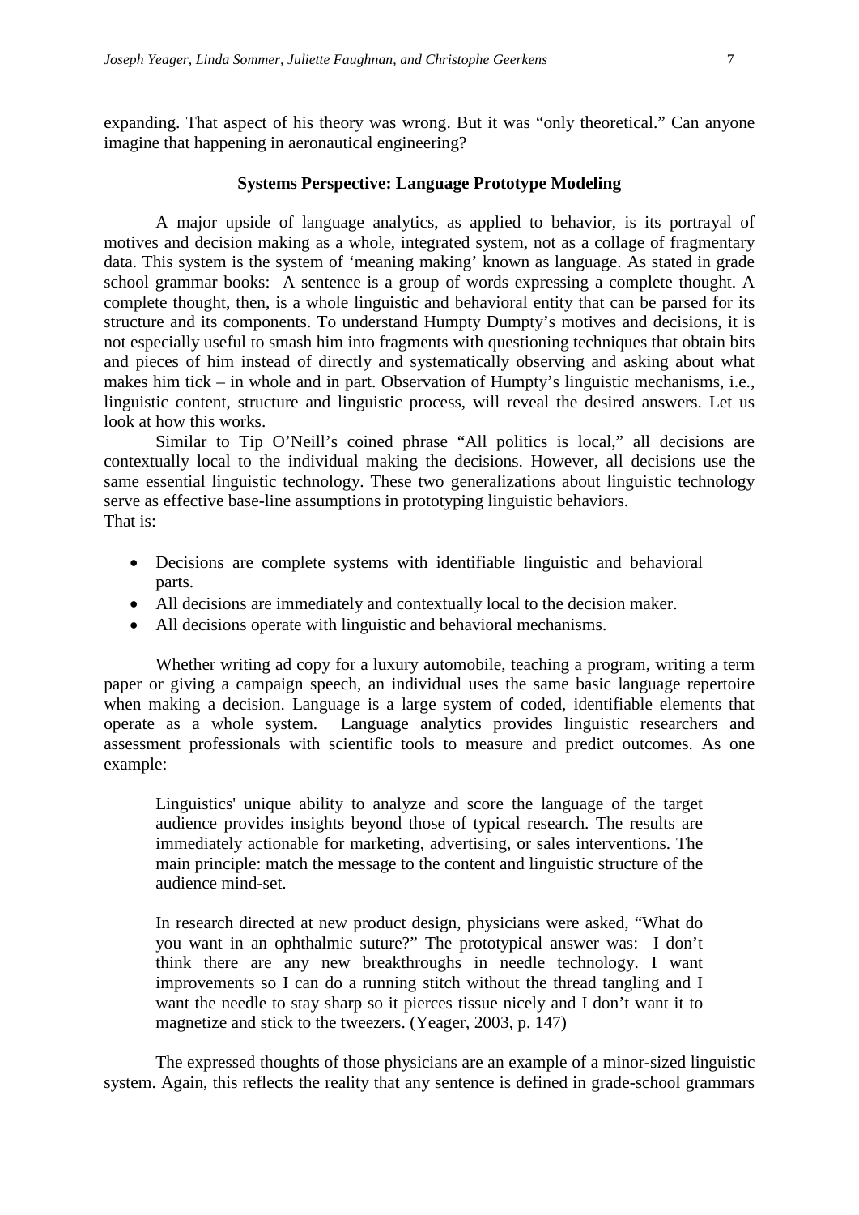expanding. That aspect of his theory was wrong. But it was "only theoretical." Can anyone imagine that happening in aeronautical engineering?

### Systems Perspective: Language Prototype Modeling

A major upside of language analytics, as applied to behavior, is its portrayal of motives and decision making as a whole, integrated system, not as a collage of fragmentary data. This system is the system of 'meaning making' known as language. As stated in grade school grammar books: A sentence is a group of words expressing a complete thought. A complete thought, then, is a whole linguistic and behavioral entity that can be parsed for its structure and its components. To understand Humpty Dumpty's motives and decisions, it is not especially useful to smash him into fragments with questioning techniques that obtain bits and pieces of him instead of directly and systematically observing and asking about what makes him tick – in whole and in part. Observation of Humpty's linguistic mechanisms, i.e., linguistic content, structure and linguistic process, will reveal the desired answers. Let us look at how this works.

Similar to Tip O'Neill's coined phrase "All politics is local," all decisions are contextually local to the individual making the decisions. However, all decisions use the same essential linguistic technology. These two generalizations about linguistic technology serve as effective base-line assumptions in prototyping linguistic behaviors.
That is:

- Decisions are complete systems with identifiable linguistic and behavioral parts.
- All decisions are immediately and contextually local to the decision maker.
- All decisions operate with linguistic and behavioral mechanisms.

Whether writing ad copy for a luxury automobile, teaching a program, writing a term paper or giving a campaign speech, an individual uses the same basic language repertoire when making a decision. Language is a large system of coded, identifiable elements that operate as a whole system. Language analytics provides linguistic researchers and assessment professionals with scientific tools to measure and predict outcomes. As one example:

> Linguistics' unique ability to analyze and score the language of the target audience provides insights beyond those of typical research. The results are immediately actionable for marketing, advertising, or sales interventions. The main principle: match the message to the content and linguistic structure of the audience mind-set.
>
> In research directed at new product design, physicians were asked, "What do you want in an ophthalmic suture?" The prototypical answer was: I don't think there are any new breakthroughs in needle technology. I want improvements so I can do a running stitch without the thread tangling and I want the needle to stay sharp so it pierces tissue nicely and I don't want it to magnetize and stick to the tweezers. (Yeager, 2003, p. 147)

The expressed thoughts of those physicians are an example of a minor-sized linguistic system. Again, this reflects the reality that any sentence is defined in grade-school grammars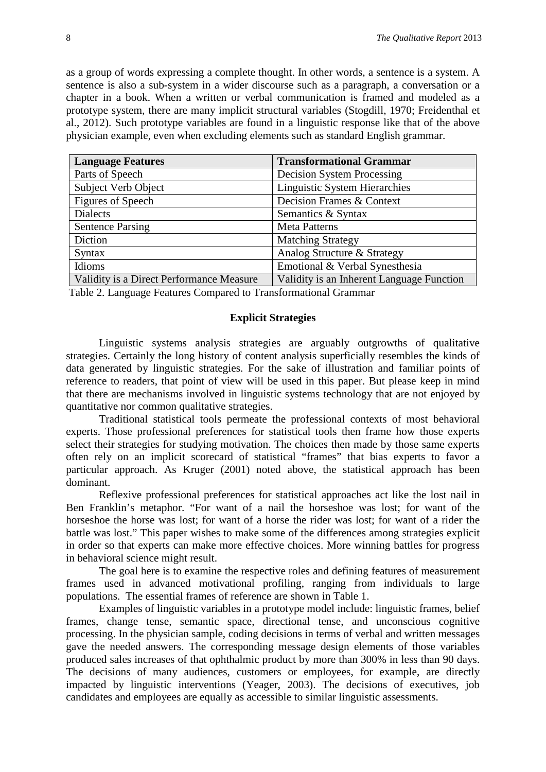as a group of words expressing a complete thought. In other words, a sentence is a system. A sentence is also a sub-system in a wider discourse such as a paragraph, a conversation or a chapter in a book. When a written or verbal communication is framed and modeled as a prototype system, there are many implicit structural variables (Stogdill, 1970; Freidenthal et al., 2012). Such prototype variables are found in a linguistic response like that of the above physician example, even when excluding elements such as standard English grammar.

| Language Features | Transformational Grammar |
|---|---|
| Parts of Speech | Decision System Processing |
| Subject Verb Object | Linguistic System Hierarchies |
| Figures of Speech | Decision Frames & Context |
| Dialects | Semantics & Syntax |
| Sentence Parsing | Meta Patterns |
| Diction | Matching Strategy |
| Syntax | Analog Structure & Strategy |
| Idioms | Emotional & Verbal Synesthesia |
| Validity is a Direct Performance Measure | Validity is an Inherent Language Function |

Table 2. Language Features Compared to Transformational Grammar

### Explicit Strategies

Linguistic systems analysis strategies are arguably outgrowths of qualitative strategies. Certainly the long history of content analysis superficially resembles the kinds of data generated by linguistic strategies. For the sake of illustration and familiar points of reference to readers, that point of view will be used in this paper. But please keep in mind that there are mechanisms involved in linguistic systems technology that are not enjoyed by quantitative nor common qualitative strategies.

Traditional statistical tools permeate the professional contexts of most behavioral experts. Those professional preferences for statistical tools then frame how those experts select their strategies for studying motivation. The choices then made by those same experts often rely on an implicit scorecard of statistical "frames" that bias experts to favor a particular approach. As Kruger (2001) noted above, the statistical approach has been dominant.

Reflexive professional preferences for statistical approaches act like the lost nail in Ben Franklin's metaphor. "For want of a nail the horseshoe was lost; for want of the horseshoe the horse was lost; for want of a horse the rider was lost; for want of a rider the battle was lost." This paper wishes to make some of the differences among strategies explicit in order so that experts can make more effective choices. More winning battles for progress in behavioral science might result.

The goal here is to examine the respective roles and defining features of measurement frames used in advanced motivational profiling, ranging from individuals to large populations. The essential frames of reference are shown in Table 1.

Examples of linguistic variables in a prototype model include: linguistic frames, belief frames, change tense, semantic space, directional tense, and unconscious cognitive processing. In the physician sample, coding decisions in terms of verbal and written messages gave the needed answers. The corresponding message design elements of those variables produced sales increases of that ophthalmic product by more than 300% in less than 90 days. The decisions of many audiences, customers or employees, for example, are directly impacted by linguistic interventions (Yeager, 2003). The decisions of executives, job candidates and employees are equally as accessible to similar linguistic assessments.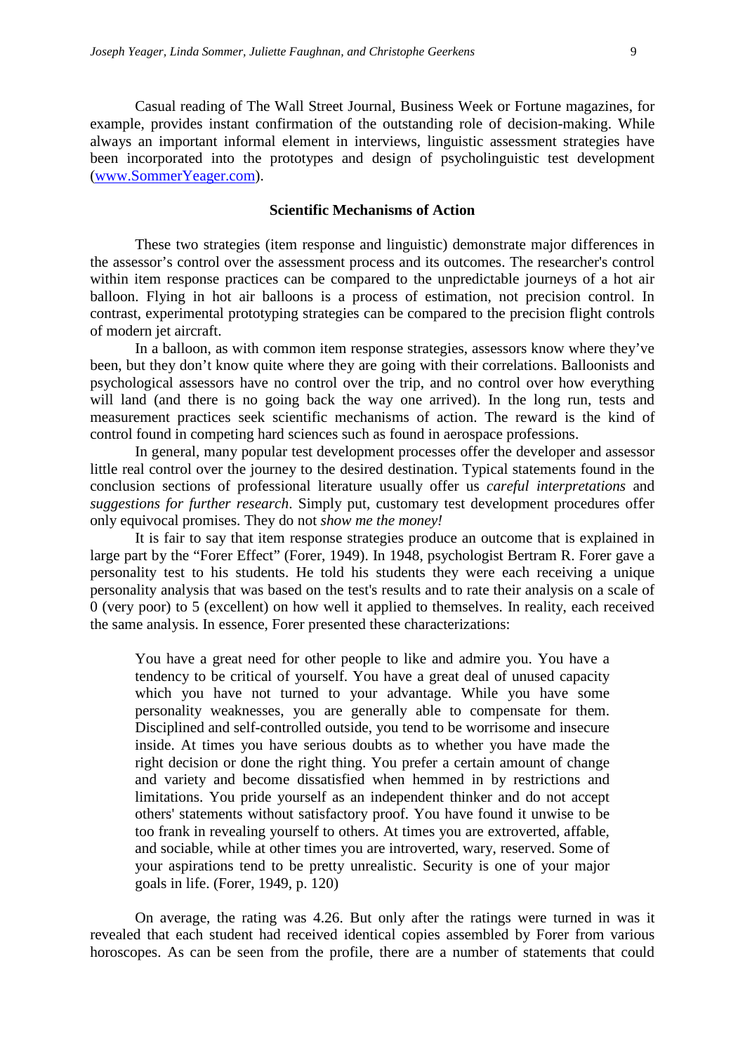Casual reading of The Wall Street Journal, Business Week or Fortune magazines, for example, provides instant confirmation of the outstanding role of decision-making. While always an important informal element in interviews, linguistic assessment strategies have been incorporated into the prototypes and design of psycholinguistic test development (www.SommerYeager.com).

### Scientific Mechanisms of Action

These two strategies (item response and linguistic) demonstrate major differences in the assessor's control over the assessment process and its outcomes. The researcher's control within item response practices can be compared to the unpredictable journeys of a hot air balloon. Flying in hot air balloons is a process of estimation, not precision control. In contrast, experimental prototyping strategies can be compared to the precision flight controls of modern jet aircraft.

In a balloon, as with common item response strategies, assessors know where they've been, but they don't know quite where they are going with their correlations. Balloonists and psychological assessors have no control over the trip, and no control over how everything will land (and there is no going back the way one arrived). In the long run, tests and measurement practices seek scientific mechanisms of action. The reward is the kind of control found in competing hard sciences such as found in aerospace professions.

In general, many popular test development processes offer the developer and assessor little real control over the journey to the desired destination. Typical statements found in the conclusion sections of professional literature usually offer us *careful interpretations* and *suggestions for further research*. Simply put, customary test development procedures offer only equivocal promises. They do not *show me the money!*

It is fair to say that item response strategies produce an outcome that is explained in large part by the "Forer Effect" (Forer, 1949). In 1948, psychologist Bertram R. Forer gave a personality test to his students. He told his students they were each receiving a unique personality analysis that was based on the test's results and to rate their analysis on a scale of 0 (very poor) to 5 (excellent) on how well it applied to themselves. In reality, each received the same analysis. In essence, Forer presented these characterizations:

> You have a great need for other people to like and admire you. You have a tendency to be critical of yourself. You have a great deal of unused capacity which you have not turned to your advantage. While you have some personality weaknesses, you are generally able to compensate for them. Disciplined and self-controlled outside, you tend to be worrisome and insecure inside. At times you have serious doubts as to whether you have made the right decision or done the right thing. You prefer a certain amount of change and variety and become dissatisfied when hemmed in by restrictions and limitations. You pride yourself as an independent thinker and do not accept others' statements without satisfactory proof. You have found it unwise to be too frank in revealing yourself to others. At times you are extroverted, affable, and sociable, while at other times you are introverted, wary, reserved. Some of your aspirations tend to be pretty unrealistic. Security is one of your major goals in life. (Forer, 1949, p. 120)

On average, the rating was 4.26. But only after the ratings were turned in was it revealed that each student had received identical copies assembled by Forer from various horoscopes. As can be seen from the profile, there are a number of statements that could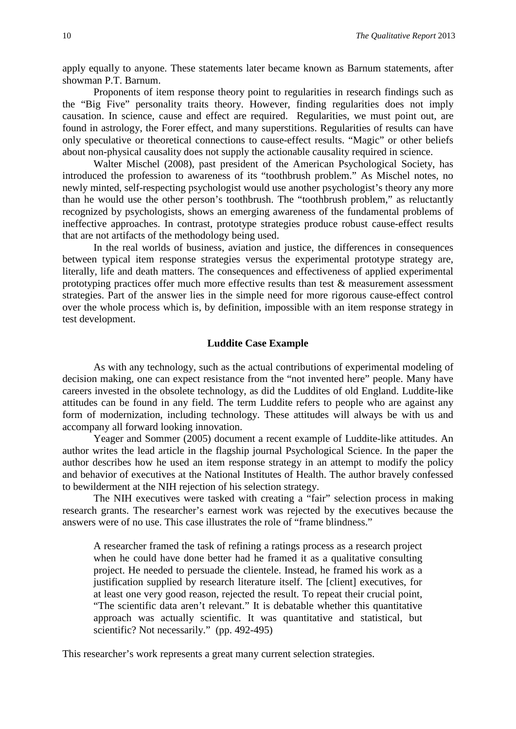apply equally to anyone. These statements later became known as Barnum statements, after showman P.T. Barnum.

Proponents of item response theory point to regularities in research findings such as the "Big Five" personality traits theory. However, finding regularities does not imply causation. In science, cause and effect are required. Regularities, we must point out, are found in astrology, the Forer effect, and many superstitions. Regularities of results can have only speculative or theoretical connections to cause-effect results. "Magic" or other beliefs about non-physical causality does not supply the actionable causality required in science.

Walter Mischel (2008), past president of the American Psychological Society, has introduced the profession to awareness of its "toothbrush problem." As Mischel notes, no newly minted, self-respecting psychologist would use another psychologist's theory any more than he would use the other person's toothbrush. The "toothbrush problem," as reluctantly recognized by psychologists, shows an emerging awareness of the fundamental problems of ineffective approaches. In contrast, prototype strategies produce robust cause-effect results that are not artifacts of the methodology being used.

In the real worlds of business, aviation and justice, the differences in consequences between typical item response strategies versus the experimental prototype strategy are, literally, life and death matters. The consequences and effectiveness of applied experimental prototyping practices offer much more effective results than test & measurement assessment strategies. Part of the answer lies in the simple need for more rigorous cause-effect control over the whole process which is, by definition, impossible with an item response strategy in test development.

## Luddite Case Example

As with any technology, such as the actual contributions of experimental modeling of decision making, one can expect resistance from the "not invented here" people. Many have careers invested in the obsolete technology, as did the Luddites of old England. Luddite-like attitudes can be found in any field. The term Luddite refers to people who are against any form of modernization, including technology. These attitudes will always be with us and accompany all forward looking innovation.

Yeager and Sommer (2005) document a recent example of Luddite-like attitudes. An author writes the lead article in the flagship journal Psychological Science. In the paper the author describes how he used an item response strategy in an attempt to modify the policy and behavior of executives at the National Institutes of Health. The author bravely confessed to bewilderment at the NIH rejection of his selection strategy.

The NIH executives were tasked with creating a "fair" selection process in making research grants. The researcher's earnest work was rejected by the executives because the answers were of no use. This case illustrates the role of "frame blindness."

> A researcher framed the task of refining a ratings process as a research project when he could have done better had he framed it as a qualitative consulting project. He needed to persuade the clientele. Instead, he framed his work as a justification supplied by research literature itself. The [client] executives, for at least one very good reason, rejected the result. To repeat their crucial point, "The scientific data aren't relevant." It is debatable whether this quantitative approach was actually scientific. It was quantitative and statistical, but scientific? Not necessarily." (pp. 492-495)

This researcher's work represents a great many current selection strategies.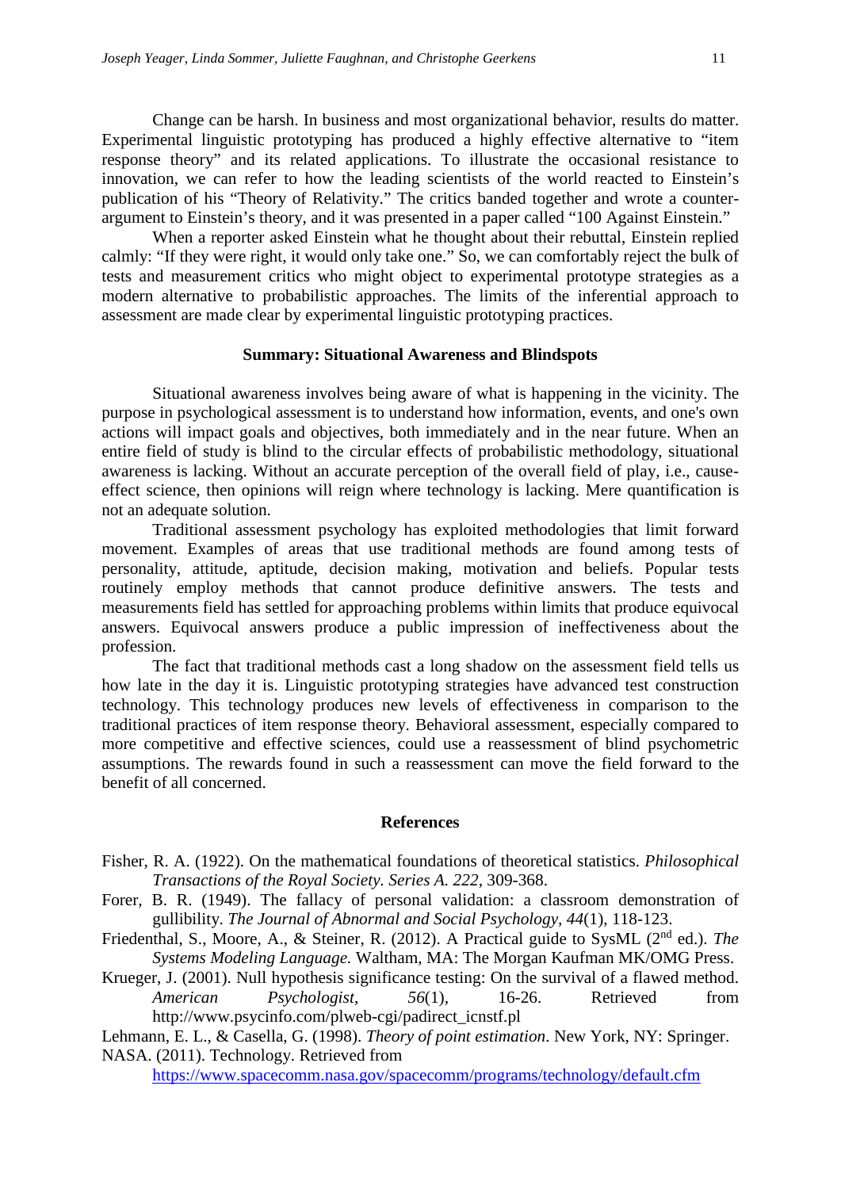Change can be harsh. In business and most organizational behavior, results do matter. Experimental linguistic prototyping has produced a highly effective alternative to "item response theory" and its related applications. To illustrate the occasional resistance to innovation, we can refer to how the leading scientists of the world reacted to Einstein's publication of his "Theory of Relativity." The critics banded together and wrote a counter-argument to Einstein's theory, and it was presented in a paper called "100 Against Einstein."

When a reporter asked Einstein what he thought about their rebuttal, Einstein replied calmly: "If they were right, it would only take one." So, we can comfortably reject the bulk of tests and measurement critics who might object to experimental prototype strategies as a modern alternative to probabilistic approaches. The limits of the inferential approach to assessment are made clear by experimental linguistic prototyping practices.

## Summary: Situational Awareness and Blindspots

Situational awareness involves being aware of what is happening in the vicinity. The purpose in psychological assessment is to understand how information, events, and one's own actions will impact goals and objectives, both immediately and in the near future. When an entire field of study is blind to the circular effects of probabilistic methodology, situational awareness is lacking. Without an accurate perception of the overall field of play, i.e., cause-effect science, then opinions will reign where technology is lacking. Mere quantification is not an adequate solution.

Traditional assessment psychology has exploited methodologies that limit forward movement. Examples of areas that use traditional methods are found among tests of personality, attitude, aptitude, decision making, motivation and beliefs. Popular tests routinely employ methods that cannot produce definitive answers. The tests and measurements field has settled for approaching problems within limits that produce equivocal answers. Equivocal answers produce a public impression of ineffectiveness about the profession.

The fact that traditional methods cast a long shadow on the assessment field tells us how late in the day it is. Linguistic prototyping strategies have advanced test construction technology. This technology produces new levels of effectiveness in comparison to the traditional practices of item response theory. Behavioral assessment, especially compared to more competitive and effective sciences, could use a reassessment of blind psychometric assumptions. The rewards found in such a reassessment can move the field forward to the benefit of all concerned.

## References

Fisher, R. A. (1922). On the mathematical foundations of theoretical statistics. *Philosophical Transactions of the Royal Society. Series A. 222*, 309-368.

Forer, B. R. (1949). The fallacy of personal validation: a classroom demonstration of gullibility. *The Journal of Abnormal and Social Psychology, 44*(1), 118-123.

Friedenthal, S., Moore, A., & Steiner, R. (2012). A Practical guide to SysML (2nd ed.). *The Systems Modeling Language.* Waltham, MA: The Morgan Kaufman MK/OMG Press.

Krueger, J. (2001). Null hypothesis significance testing: On the survival of a flawed method. *American Psychologist, 56*(1), 16-26. Retrieved from http://www.psycinfo.com/plweb-cgi/padirect_icnstf.pl

Lehmann, E. L., & Casella, G. (1998). *Theory of point estimation*. New York, NY: Springer.

NASA. (2011). Technology. Retrieved from https://www.spacecomm.nasa.gov/spacecomm/programs/technology/default.cfm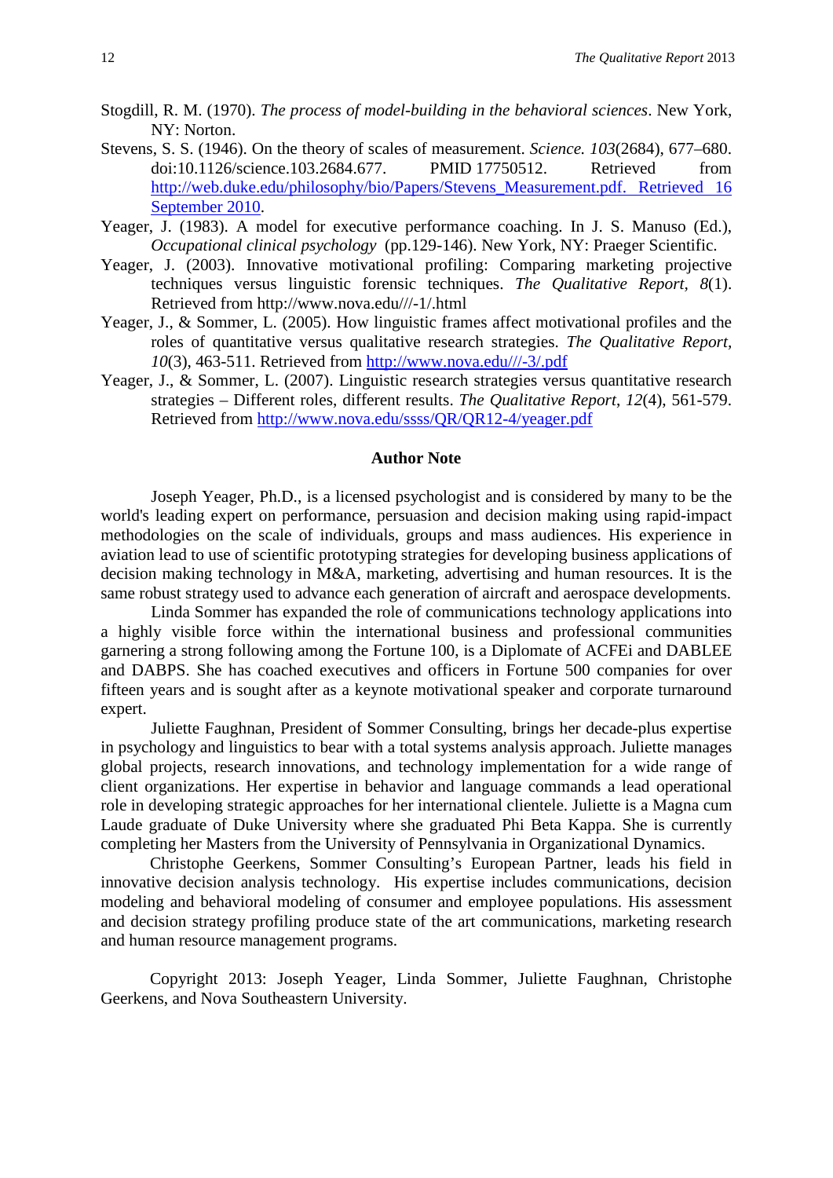Stogdill, R. M. (1970). *The process of model-building in the behavioral sciences*. New York, NY: Norton.

Stevens, S. S. (1946). On the theory of scales of measurement. *Science. 103*(2684), 677–680. doi:10.1126/science.103.2684.677. PMID 17750512. Retrieved from http://web.duke.edu/philosophy/bio/Papers/Stevens_Measurement.pdf. Retrieved 16 September 2010.

Yeager, J. (1983). A model for executive performance coaching. In J. S. Manuso (Ed.), *Occupational clinical psychology* (pp.129-146). New York, NY: Praeger Scientific.

Yeager, J. (2003). Innovative motivational profiling: Comparing marketing projective techniques versus linguistic forensic techniques. *The Qualitative Report*, *8*(1). Retrieved from http://www.nova.edu///-1/.html

Yeager, J., & Sommer, L. (2005). How linguistic frames affect motivational profiles and the roles of quantitative versus qualitative research strategies. *The Qualitative Report*, *10*(3), 463-511. Retrieved from http://www.nova.edu///-3/.pdf

Yeager, J., & Sommer, L. (2007). Linguistic research strategies versus quantitative research strategies – Different roles, different results. *The Qualitative Report*, *12*(4), 561-579. Retrieved from http://www.nova.edu/ssss/QR/QR12-4/yeager.pdf

## Author Note

Joseph Yeager, Ph.D., is a licensed psychologist and is considered by many to be the world's leading expert on performance, persuasion and decision making using rapid-impact methodologies on the scale of individuals, groups and mass audiences. His experience in aviation lead to use of scientific prototyping strategies for developing business applications of decision making technology in M&A, marketing, advertising and human resources. It is the same robust strategy used to advance each generation of aircraft and aerospace developments.

Linda Sommer has expanded the role of communications technology applications into a highly visible force within the international business and professional communities garnering a strong following among the Fortune 100, is a Diplomate of ACFEi and DABLEE and DABPS. She has coached executives and officers in Fortune 500 companies for over fifteen years and is sought after as a keynote motivational speaker and corporate turnaround expert.

Juliette Faughnan, President of Sommer Consulting, brings her decade-plus expertise in psychology and linguistics to bear with a total systems analysis approach. Juliette manages global projects, research innovations, and technology implementation for a wide range of client organizations. Her expertise in behavior and language commands a lead operational role in developing strategic approaches for her international clientele. Juliette is a Magna cum Laude graduate of Duke University where she graduated Phi Beta Kappa. She is currently completing her Masters from the University of Pennsylvania in Organizational Dynamics.

Christophe Geerkens, Sommer Consulting's European Partner, leads his field in innovative decision analysis technology. His expertise includes communications, decision modeling and behavioral modeling of consumer and employee populations. His assessment and decision strategy profiling produce state of the art communications, marketing research and human resource management programs.

Copyright 2013: Joseph Yeager, Linda Sommer, Juliette Faughnan, Christophe Geerkens, and Nova Southeastern University.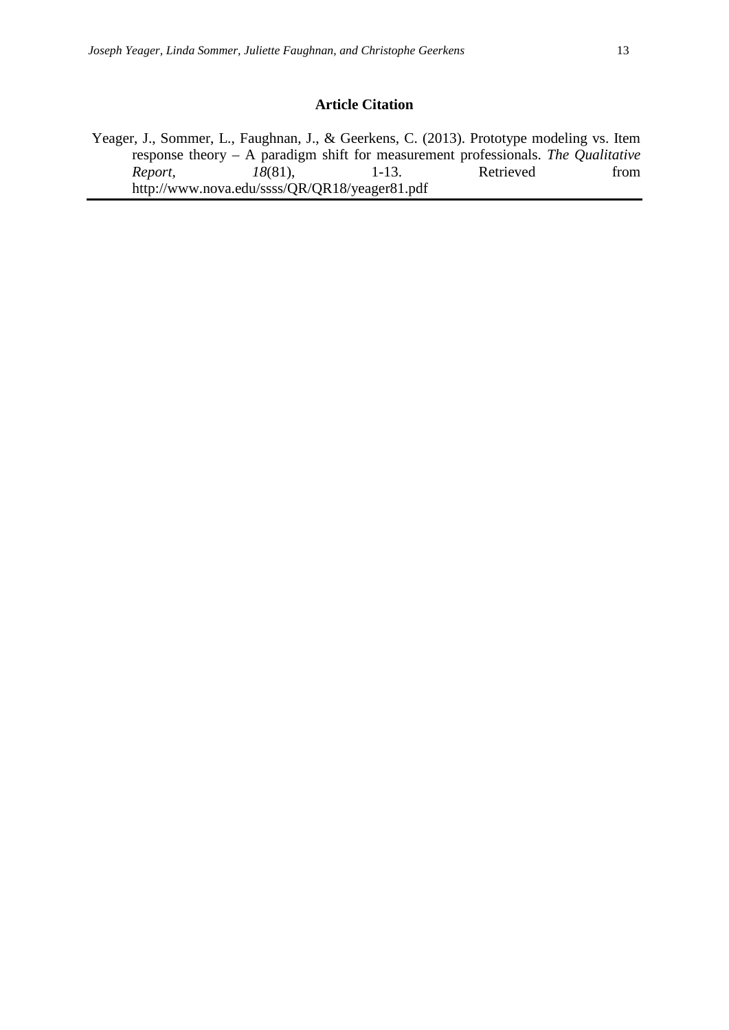## Article Citation

Yeager, J., Sommer, L., Faughnan, J., & Geerkens, C. (2013). Prototype modeling vs. Item response theory – A paradigm shift for measurement professionals. *The Qualitative Report*, *18*(81), 1-13. Retrieved from http://www.nova.edu/ssss/QR/QR18/yeager81.pdf